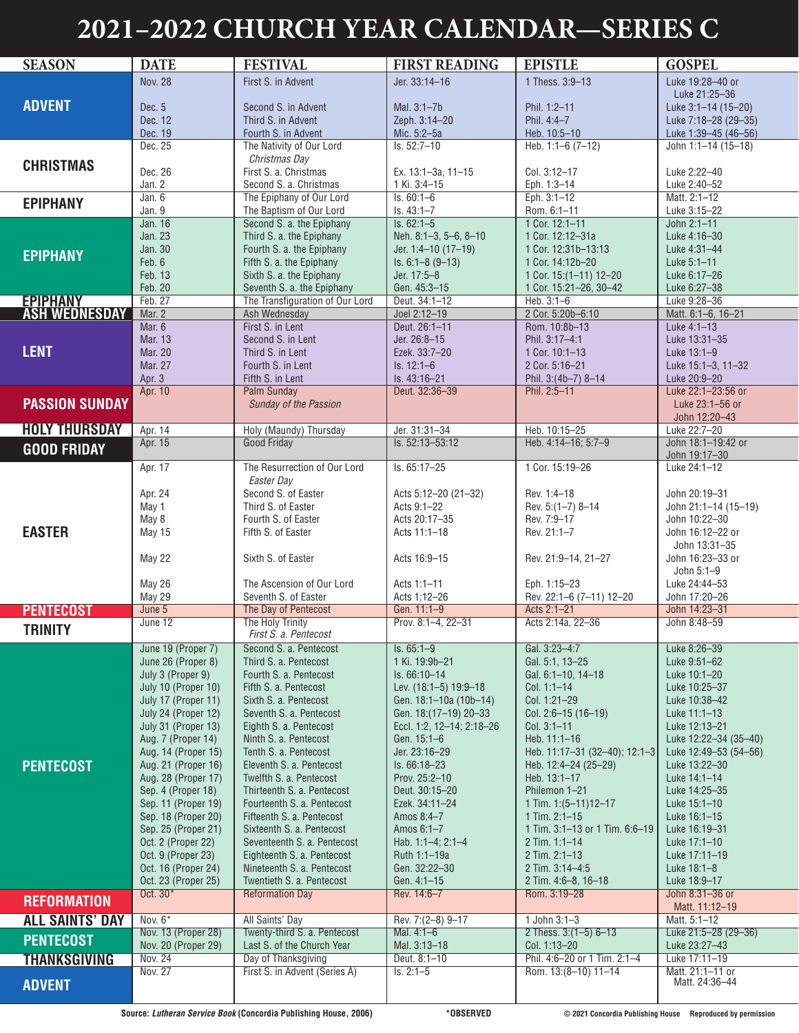# 2021–2022 CHURCH YEAR CALENDAR—SERIES C

| SEASON | DATE | FESTIVAL | FIRST READING | EPISTLE | GOSPEL |
|---|---|---|---|---|---|
| ADVENT | Nov. 28 | First S. in Advent | Jer. 33:14–16 | 1 Thess. 3:9–13 | Luke 19:28–40 or Luke 21:25–36 |
| | Dec. 5 | Second S. in Advent | Mal. 3:1–7b | Phil. 1:2–11 | Luke 3:1–14 (15–20) |
| | Dec. 12 | Third S. in Advent | Zeph. 3:14–20 | Phil. 4:4–7 | Luke 7:18–28 (29–35) |
| | Dec. 19 | Fourth S. in Advent | Mic. 5:2–5a | Heb. 10:5–10 | Luke 1:39–45 (46–56) |
| CHRISTMAS | Dec. 25 | The Nativity of Our Lord *Christmas Day* | Is. 52:7–10 | Heb. 1:1–6 (7–12) | John 1:1–14 (15–18) |
| | Dec. 26 | First S. a. Christmas | Ex. 13:1–3a, 11–15 | Col. 3:12–17 | Luke 2:22–40 |
| | Jan. 2 | Second S. a. Christmas | 1 Ki. 3:4–15 | Eph. 1:3–14 | Luke 2:40–52 |
| EPIPHANY | Jan. 6 | The Epiphany of Our Lord | Is. 60:1–6 | Eph. 3:1–12 | Matt. 2:1–12 |
| | Jan. 9 | The Baptism of Our Lord | Is. 43:1–7 | Rom. 6:1–11 | Luke 3:15–22 |
| EPIPHANY | Jan. 16 | Second S. a. the Epiphany | Is. 62:1–5 | 1 Cor. 12:1–11 | John 2:1–11 |
| | Jan. 23 | Third S. a. the Epiphany | Neh. 8:1–3, 5–6, 8–10 | 1 Cor. 12:12–31a | Luke 4:16–30 |
| | Jan. 30 | Fourth S. a. the Epiphany | Jer. 1:4–10 (17–19) | 1 Cor. 12:31b–13:13 | Luke 4:31–44 |
| | Feb. 6 | Fifth S. a. the Epiphany | Is. 6:1–8 (9–13) | 1 Cor. 14:12b–20 | Luke 5:1–11 |
| | Feb. 13 | Sixth S. a. the Epiphany | Jer. 17:5–8 | 1 Cor. 15:(1–11) 12–20 | Luke 6:17–26 |
| | Feb. 20 | Seventh S. a. the Epiphany | Gen. 45:3–15 | 1 Cor. 15:21–26, 30–42 | Luke 6:27–38 |
| EPIPHANY | Feb. 27 | The Transfiguration of Our Lord | Deut. 34:1–12 | Heb. 3:1–6 | Luke 9:28–36 |
| ASH WEDNESDAY | Mar. 2 | Ash Wednesday | Joel 2:12–19 | 2 Cor. 5:20b–6:10 | Matt. 6:1–6, 16–21 |
| LENT | Mar. 6 | First S. in Lent | Deut. 26:1–11 | Rom. 10:8b–13 | Luke 4:1–13 |
| | Mar. 13 | Second S. in Lent | Jer. 26:8–15 | Phil. 3:17–4:1 | Luke 13:31–35 |
| | Mar. 20 | Third S. in Lent | Ezek. 33:7–20 | 1 Cor. 10:1–13 | Luke 13:1–9 |
| | Mar. 27 | Fourth S. in Lent | Is. 12:1–6 | 2 Cor. 5:16–21 | Luke 15:1–3, 11–32 |
| | Apr. 3 | Fifth S. in Lent | Is. 43:16–21 | Phil. 3:(4b–7) 8–14 | Luke 20:9–20 |
| PASSION SUNDAY | Apr. 10 | Palm Sunday *Sunday of the Passion* | Deut. 32:36–39 | Phil. 2:5–11 | Luke 22:1–23:56 or Luke 23:1–56 or John 12:20–43 |
| HOLY THURSDAY | Apr. 14 | Holy (Maundy) Thursday | Jer. 31:31–34 | Heb. 10:15–25 | Luke 22:7–20 |
| GOOD FRIDAY | Apr. 15 | Good Friday | Is. 52:13–53:12 | Heb. 4:14–16; 5:7–9 | John 18:1–19:42 or John 19:17–30 |
| EASTER | Apr. 17 | The Resurrection of Our Lord *Easter Day* | Is. 65:17–25 | 1 Cor. 15:19–26 | Luke 24:1–12 |
| | Apr. 24 | Second S. of Easter | Acts 5:12–20 (21–32) | Rev. 1:4–18 | John 20:19–31 |
| | May 1 | Third S. of Easter | Acts 9:1–22 | Rev. 5:(1–7) 8–14 | John 21:1–14 (15–19) |
| | May 8 | Fourth S. of Easter | Acts 20:17–35 | Rev. 7:9–17 | John 10:22–30 |
| | May 15 | Fifth S. of Easter | Acts 11:1–18 | Rev. 21:1–7 | John 16:12–22 or John 13:31–35 |
| | May 22 | Sixth S. of Easter | Acts 16:9–15 | Rev. 21:9–14, 21–27 | John 16:23–33 or John 5:1–9 |
| | May 26 | The Ascension of Our Lord | Acts 1:1–11 | Eph. 1:15–23 | Luke 24:44–53 |
| | May 29 | Seventh S. of Easter | Acts 1:12–26 | Rev. 22:1–6 (7–11) 12–20 | John 17:20–26 |
| PENTECOST | June 5 | The Day of Pentecost | Gen. 11:1–9 | Acts 2:1–21 | John 14:23–31 |
| TRINITY | June 12 | The Holy Trinity *First S. a. Pentecost* | Prov. 8:1–4, 22–31 | Acts 2:14a, 22–36 | John 8:48–59 |
| PENTECOST | June 19 (Proper 7) | Second S. a. Pentecost | Is. 65:1–9 | Gal. 3:23–4:7 | Luke 8:26–39 |
| | June 26 (Proper 8) | Third S. a. Pentecost | 1 Ki. 19:9b–21 | Gal. 5:1, 13–25 | Luke 9:51–62 |
| | July 3 (Proper 9) | Fourth S. a. Pentecost | Is. 66:10–14 | Gal. 6:1–10, 14–18 | Luke 10:1–20 |
| | July 10 (Proper 10) | Fifth S. a. Pentecost | Lev. (18:1–5) 19:9–18 | Col. 1:1–14 | Luke 10:25–37 |
| | July 17 (Proper 11) | Sixth S. a. Pentecost | Gen. 18:1–10a (10b–14) | Col. 1:21–29 | Luke 10:38–42 |
| | July 24 (Proper 12) | Seventh S. a. Pentecost | Gen. 18:(17–19) 20–33 | Col. 2:6–15 (16–19) | Luke 11:1–13 |
| | July 31 (Proper 13) | Eighth S. a. Pentecost | Eccl. 1:2, 12–14; 2:18–26 | Col. 3:1–11 | Luke 12:13–21 |
| | Aug. 7 (Proper 14) | Ninth S. a. Pentecost | Gen. 15:1–6 | Heb. 11:1–16 | Luke 12:22–34 (35–40) |
| | Aug. 14 (Proper 15) | Tenth S. a. Pentecost | Jer. 23:16–29 | Heb. 11:17–31 (32–40); 12:1–3 | Luke 12:49–53 (54–56) |
| | Aug. 21 (Proper 16) | Eleventh S. a. Pentecost | Is. 66:18–23 | Heb. 12:4–24 (25–29) | Luke 13:22–30 |
| | Aug. 28 (Proper 17) | Twelfth S. a. Pentecost | Prov. 25:2–10 | Heb. 13:1–17 | Luke 14:1–14 |
| | Sep. 4 (Proper 18) | Thirteenth S. a. Pentecost | Deut. 30:15–20 | Philemon 1–21 | Luke 14:25–35 |
| | Sep. 11 (Proper 19) | Fourteenth S. a. Pentecost | Ezek. 34:11–24 | 1 Tim. 1:(5–11)12–17 | Luke 15:1–10 |
| | Sep. 18 (Proper 20) | Fifteenth S. a. Pentecost | Amos 8:4–7 | 1 Tim. 2:1–15 | Luke 16:1–15 |
| | Sep. 25 (Proper 21) | Sixteenth S. a. Pentecost | Amos 6:1–7 | 1 Tim. 3:1–13 or 1 Tim. 6:6–19 | Luke 16:19–31 |
| | Oct. 2 (Proper 22) | Seventeenth S. a. Pentecost | Hab. 1:1–4; 2:1–4 | 2 Tim. 1:1–14 | Luke 17:1–10 |
| | Oct. 9 (Proper 23) | Eighteenth S. a. Pentecost | Ruth 1:1–19a | 2 Tim. 2:1–13 | Luke 17:11–19 |
| | Oct. 16 (Proper 24) | Nineteenth S. a. Pentecost | Gen. 32:22–30 | 2 Tim. 3:14–4:5 | Luke 18:1–8 |
| | Oct. 23 (Proper 25) | Twentieth S. a. Pentecost | Gen. 4:1–15 | 2 Tim. 4:6–8, 16–18 | Luke 18:9–17 |
| REFORMATION | Oct. 30* | Reformation Day | Rev. 14:6–7 | Rom. 3:19–28 | John 8:31–36 or Matt. 11:12–19 |
| ALL SAINTS' DAY | Nov. 6* | All Saints' Day | Rev. 7:(2–8) 9–17 | 1 John 3:1–3 | Matt. 5:1–12 |
| PENTECOST | Nov. 13 (Proper 28) | Twenty-third S. a. Pentecost | Mal. 4:1–6 | 2 Thess. 3:(1–5) 6–13 | Luke 21:5–28 (29–36) |
| | Nov. 20 (Proper 29) | Last S. of the Church Year | Mal. 3:13–18 | Col. 1:13–20 | Luke 23:27–43 |
| THANKSGIVING | Nov. 24 | Day of Thanksgiving | Deut. 8:1–10 | Phil. 4:6–20 or 1 Tim. 2:1–4 | Luke 17:11–19 |
| ADVENT | Nov. 27 | First S. in Advent (Series A) | Is. 2:1–5 | Rom. 13:(8–10) 11–14 | Matt. 21:1–11 or Matt. 24:36–44 |

**Source:** *Lutheran Service Book* (Concordia Publishing House, 2006) *OBSERVED © 2021 Concordia Publishing House Reproduced by permission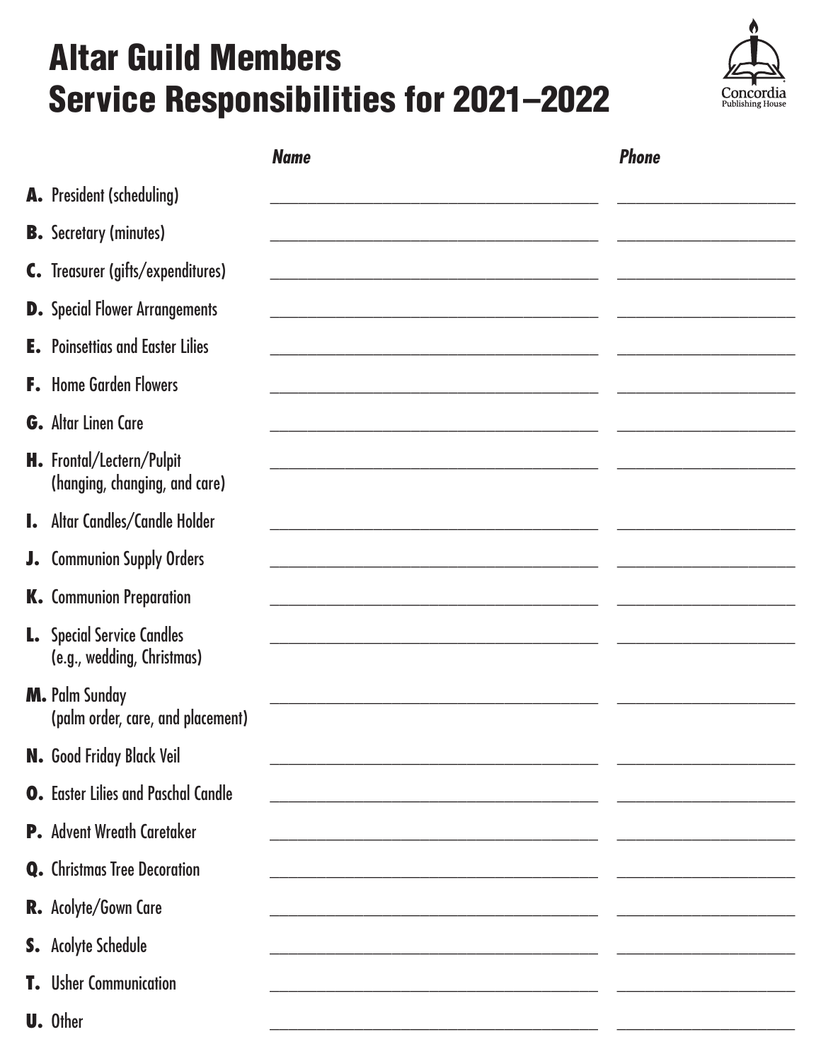# Altar Guild Members Service Responsibilities for 2021–2022

Concordia Publishing House

| | ***Name*** | ***Phone*** |
| --- | --- | --- |
| **A.** President (scheduling) | | |
| **B.** Secretary (minutes) | | |
| **C.** Treasurer (gifts/expenditures) | | |
| **D.** Special Flower Arrangements | | |
| **E.** Poinsettias and Easter Lilies | | |
| **F.** Home Garden Flowers | | |
| **G.** Altar Linen Care | | |
| **H.** Frontal/Lectern/Pulpit (hanging, changing, and care) | | |
| **I.** Altar Candles/Candle Holder | | |
| **J.** Communion Supply Orders | | |
| **K.** Communion Preparation | | |
| **L.** Special Service Candles (e.g., wedding, Christmas) | | |
| **M.** Palm Sunday (palm order, care, and placement) | | |
| **N.** Good Friday Black Veil | | |
| **O.** Easter Lilies and Paschal Candle | | |
| **P.** Advent Wreath Caretaker | | |
| **Q.** Christmas Tree Decoration | | |
| **R.** Acolyte/Gown Care | | |
| **S.** Acolyte Schedule | | |
| **T.** Usher Communication | | |
| **U.** Other | | |